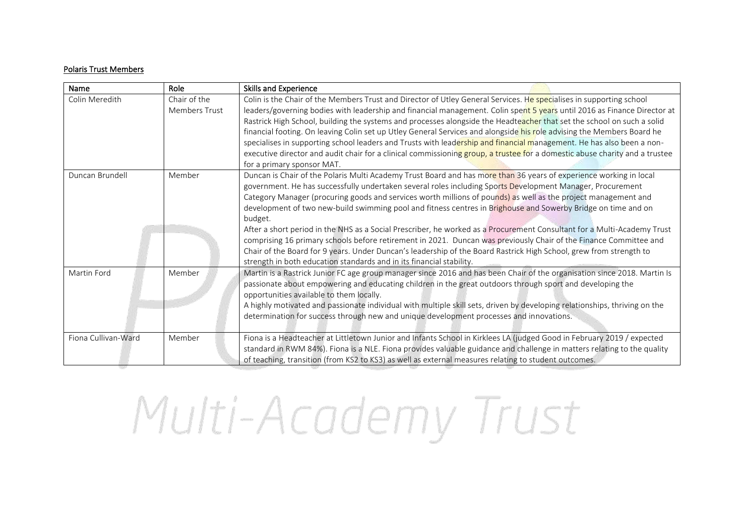## Polaris Trust Members

| Name | Role | Skills and Experience |
|---|---|---|
| Colin Meredith | Chair of the Members Trust | Colin is the Chair of the Members Trust and Director of Utley General Services. He specialises in supporting school leaders/governing bodies with leadership and financial management. Colin spent 5 years until 2016 as Finance Director at Rastrick High School, building the systems and processes alongside the Headteacher that set the school on such a solid financial footing. On leaving Colin set up Utley General Services and alongside his role advising the Members Board he specialises in supporting school leaders and Trusts with leadership and financial management. He has also been a non-executive director and audit chair for a clinical commissioning group, a trustee for a domestic abuse charity and a trustee for a primary sponsor MAT. |
| Duncan Brundell | Member | Duncan is Chair of the Polaris Multi Academy Trust Board and has more than 36 years of experience working in local government. He has successfully undertaken several roles including Sports Development Manager, Procurement Category Manager (procuring goods and services worth millions of pounds) as well as the project management and development of two new-build swimming pool and fitness centres in Brighouse and Sowerby Bridge on time and on budget.<br>After a short period in the NHS as a Social Prescriber, he worked as a Procurement Consultant for a Multi-Academy Trust comprising 16 primary schools before retirement in 2021. Duncan was previously Chair of the Finance Committee and Chair of the Board for 9 years. Under Duncan's leadership of the Board Rastrick High School, grew from strength to strength in both education standards and in its financial stability. |
| Martin Ford | Member | Martin is a Rastrick Junior FC age group manager since 2016 and has been Chair of the organisation since 2018. Martin Is passionate about empowering and educating children in the great outdoors through sport and developing the opportunities available to them locally.<br>A highly motivated and passionate individual with multiple skill sets, driven by developing relationships, thriving on the determination for success through new and unique development processes and innovations. |
| Fiona Cullivan-Ward | Member | Fiona is a Headteacher at Littletown Junior and Infants School in Kirklees LA (judged Good in February 2019 / expected standard in RWM 84%). Fiona is a NLE. Fiona provides valuable guidance and challenge in matters relating to the quality of teaching, transition (from KS2 to KS3) as well as external measures relating to student outcomes. |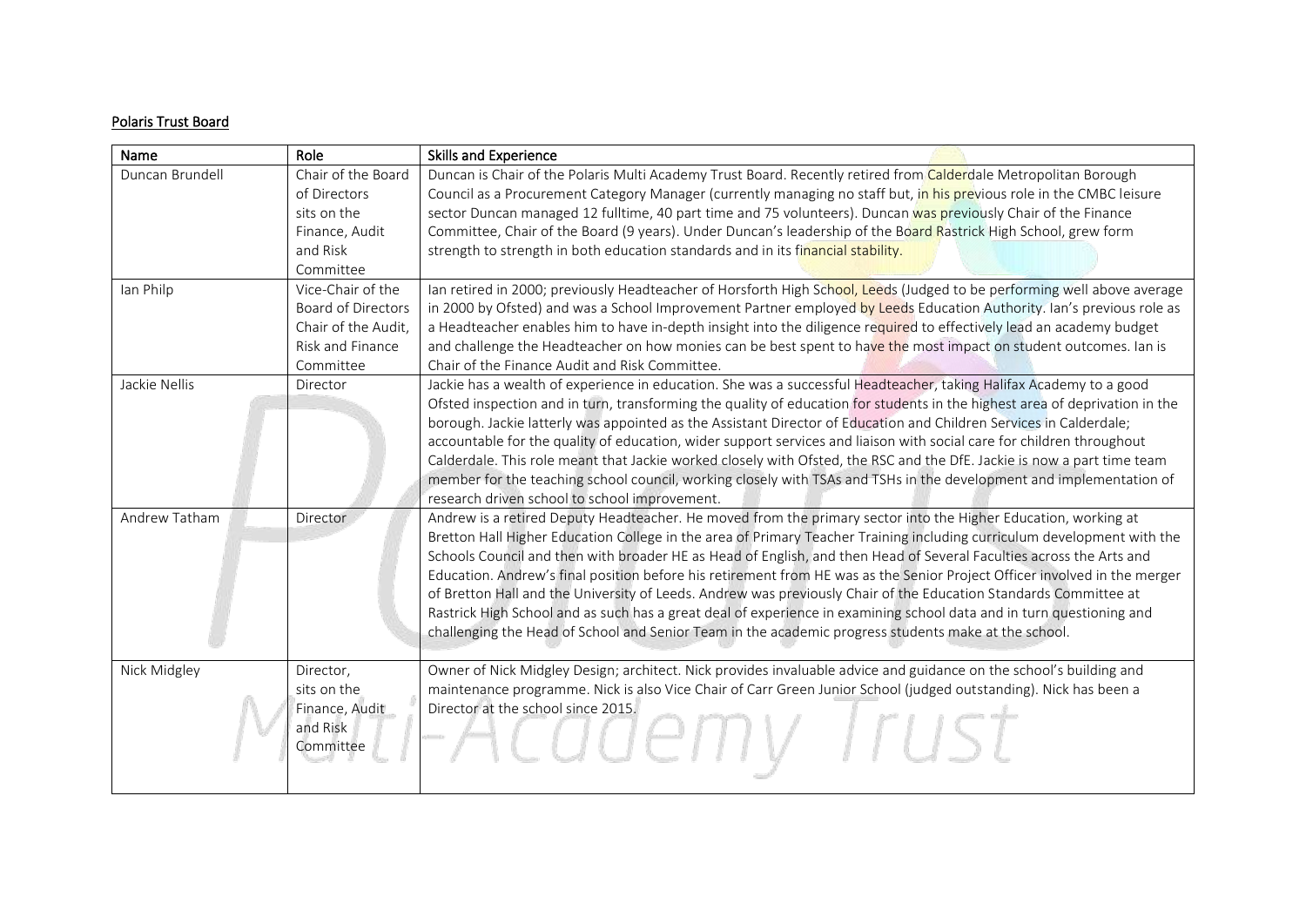**Polaris Trust Board**

| Name | Role | Skills and Experience |
|---|---|---|
| Duncan Brundell | Chair of the Board of Directors sits on the Finance, Audit and Risk Committee | Duncan is Chair of the Polaris Multi Academy Trust Board. Recently retired from Calderdale Metropolitan Borough Council as a Procurement Category Manager (currently managing no staff but, in his previous role in the CMBC leisure sector Duncan managed 12 fulltime, 40 part time and 75 volunteers). Duncan was previously Chair of the Finance Committee, Chair of the Board (9 years). Under Duncan's leadership of the Board Rastrick High School, grew form strength to strength in both education standards and in its financial stability. |
| Ian Philp | Vice-Chair of the Board of Directors Chair of the Audit, Risk and Finance Committee | Ian retired in 2000; previously Headteacher of Horsforth High School, Leeds (Judged to be performing well above average in 2000 by Ofsted) and was a School Improvement Partner employed by Leeds Education Authority. Ian's previous role as a Headteacher enables him to have in-depth insight into the diligence required to effectively lead an academy budget and challenge the Headteacher on how monies can be best spent to have the most impact on student outcomes. Ian is Chair of the Finance Audit and Risk Committee. |
| Jackie Nellis | Director | Jackie has a wealth of experience in education. She was a successful Headteacher, taking Halifax Academy to a good Ofsted inspection and in turn, transforming the quality of education for students in the highest area of deprivation in the borough. Jackie latterly was appointed as the Assistant Director of Education and Children Services in Calderdale; accountable for the quality of education, wider support services and liaison with social care for children throughout Calderdale. This role meant that Jackie worked closely with Ofsted, the RSC and the DfE. Jackie is now a part time team member for the teaching school council, working closely with TSAs and TSHs in the development and implementation of research driven school to school improvement. |
| Andrew Tatham | Director | Andrew is a retired Deputy Headteacher. He moved from the primary sector into the Higher Education, working at Bretton Hall Higher Education College in the area of Primary Teacher Training including curriculum development with the Schools Council and then with broader HE as Head of English, and then Head of Several Faculties across the Arts and Education. Andrew's final position before his retirement from HE was as the Senior Project Officer involved in the merger of Bretton Hall and the University of Leeds. Andrew was previously Chair of the Education Standards Committee at Rastrick High School and as such has a great deal of experience in examining school data and in turn questioning and challenging the Head of School and Senior Team in the academic progress students make at the school. |
| Nick Midgley | Director, sits on the Finance, Audit and Risk Committee | Owner of Nick Midgley Design; architect. Nick provides invaluable advice and guidance on the school's building and maintenance programme. Nick is also Vice Chair of Carr Green Junior School (judged outstanding). Nick has been a Director at the school since 2015. |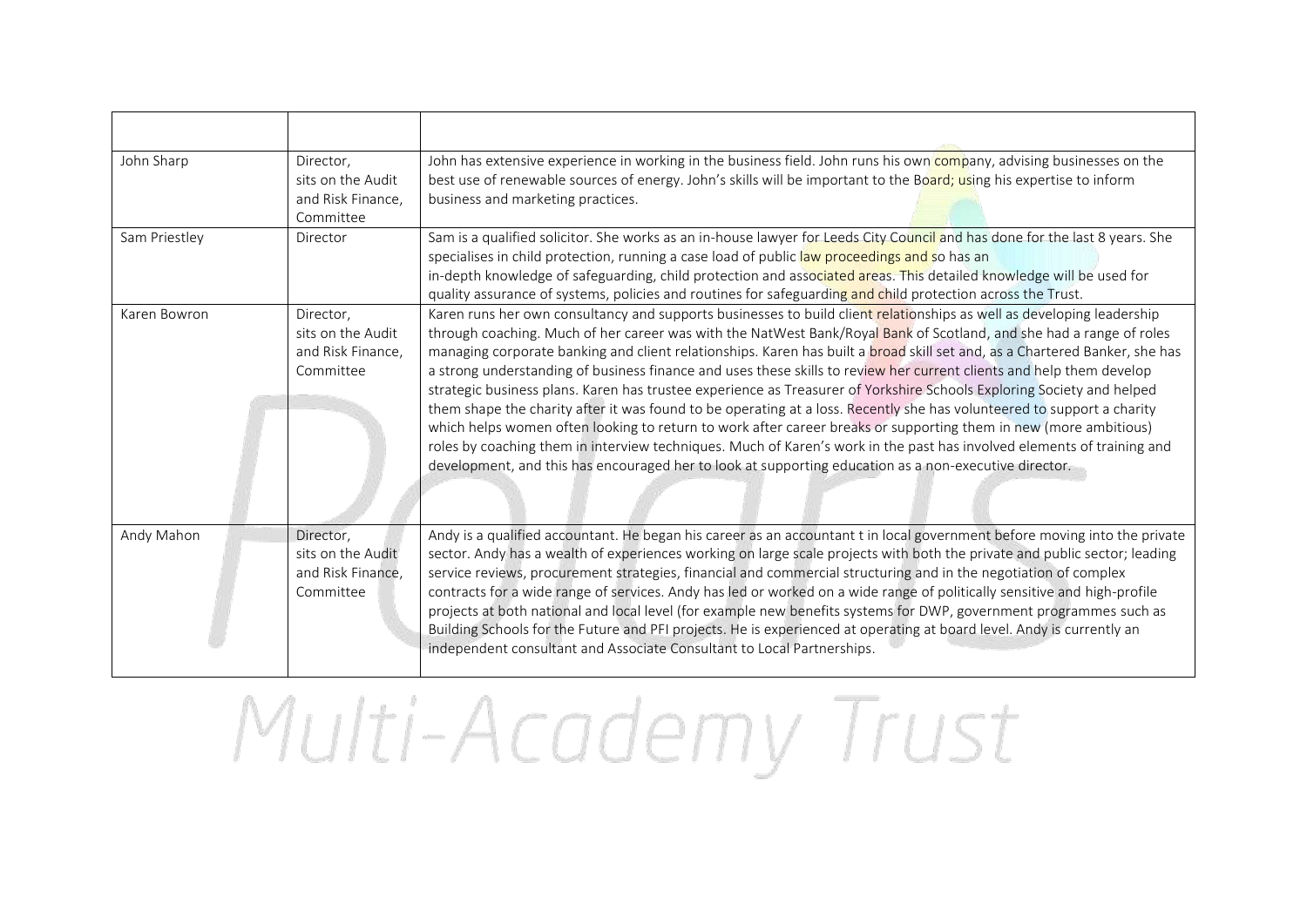| | | |
|---|---|---|
| John Sharp | Director, sits on the Audit and Risk Finance, Committee | John has extensive experience in working in the business field. John runs his own company, advising businesses on the best use of renewable sources of energy. John's skills will be important to the Board; using his expertise to inform business and marketing practices. |
| Sam Priestley | Director | Sam is a qualified solicitor. She works as an in-house lawyer for Leeds City Council and has done for the last 8 years. She specialises in child protection, running a case load of public law proceedings and so has an in-depth knowledge of safeguarding, child protection and associated areas. This detailed knowledge will be used for quality assurance of systems, policies and routines for safeguarding and child protection across the Trust. |
| Karen Bowron | Director, sits on the Audit and Risk Finance, Committee | Karen runs her own consultancy and supports businesses to build client relationships as well as developing leadership through coaching. Much of her career was with the NatWest Bank/Royal Bank of Scotland, and she had a range of roles managing corporate banking and client relationships. Karen has built a broad skill set and, as a Chartered Banker, she has a strong understanding of business finance and uses these skills to review her current clients and help them develop strategic business plans. Karen has trustee experience as Treasurer of Yorkshire Schools Exploring Society and helped them shape the charity after it was found to be operating at a loss. Recently she has volunteered to support a charity which helps women often looking to return to work after career breaks or supporting them in new (more ambitious) roles by coaching them in interview techniques. Much of Karen's work in the past has involved elements of training and development, and this has encouraged her to look at supporting education as a non-executive director. |
| Andy Mahon | Director, sits on the Audit and Risk Finance, Committee | Andy is a qualified accountant. He began his career as an accountant t in local government before moving into the private sector. Andy has a wealth of experiences working on large scale projects with both the private and public sector; leading service reviews, procurement strategies, financial and commercial structuring and in the negotiation of complex contracts for a wide range of services. Andy has led or worked on a wide range of politically sensitive and high-profile projects at both national and local level (for example new benefits systems for DWP, government programmes such as Building Schools for the Future and PFI projects. He is experienced at operating at board level. Andy is currently an independent consultant and Associate Consultant to Local Partnerships. |